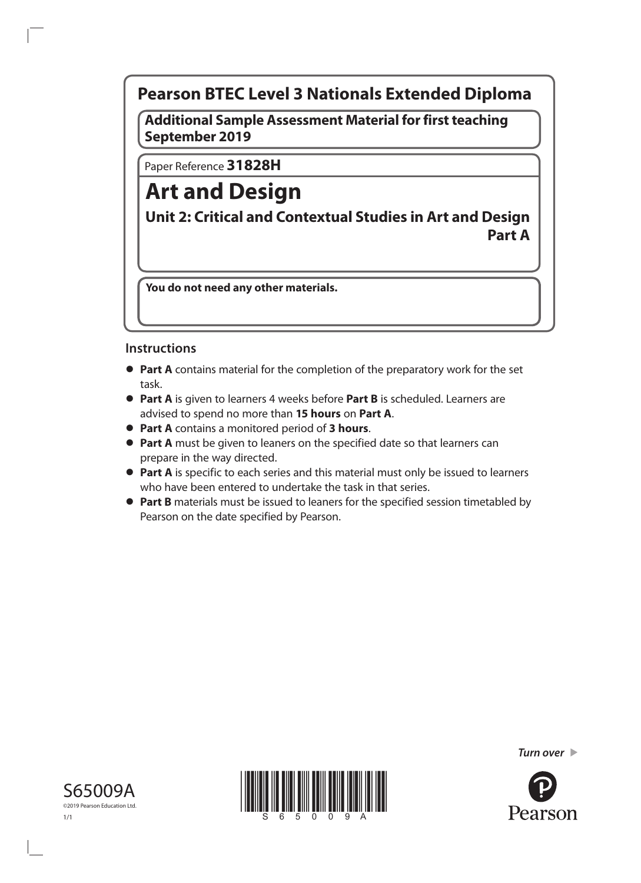# Pearson BTEC Level 3 Nationals Extended Diploma

**Additional Sample Assessment Material for first teaching September 2019**

Paper Reference **31828H**

# Art and Design

## Unit 2: Critical and Contextual Studies in Art and Design

## Part A

**You do not need any other materials.**

### Instructions

- **Part A** contains material for the completion of the preparatory work for the set task.
- **Part A** is given to learners 4 weeks before **Part B** is scheduled. Learners are advised to spend no more than **15 hours** on **Part A**.
- **Part A** contains a monitored period of **3 hours**.
- **Part A** must be given to leaners on the specified date so that learners can prepare in the way directed.
- **Part A** is specific to each series and this material must only be issued to learners who have been entered to undertake the task in that series.
- **Part B** materials must be issued to leaners for the specified session timetabled by Pearson on the date specified by Pearson.

S65009A

©2019 Pearson Education Ltd.

1/1

*Turn over*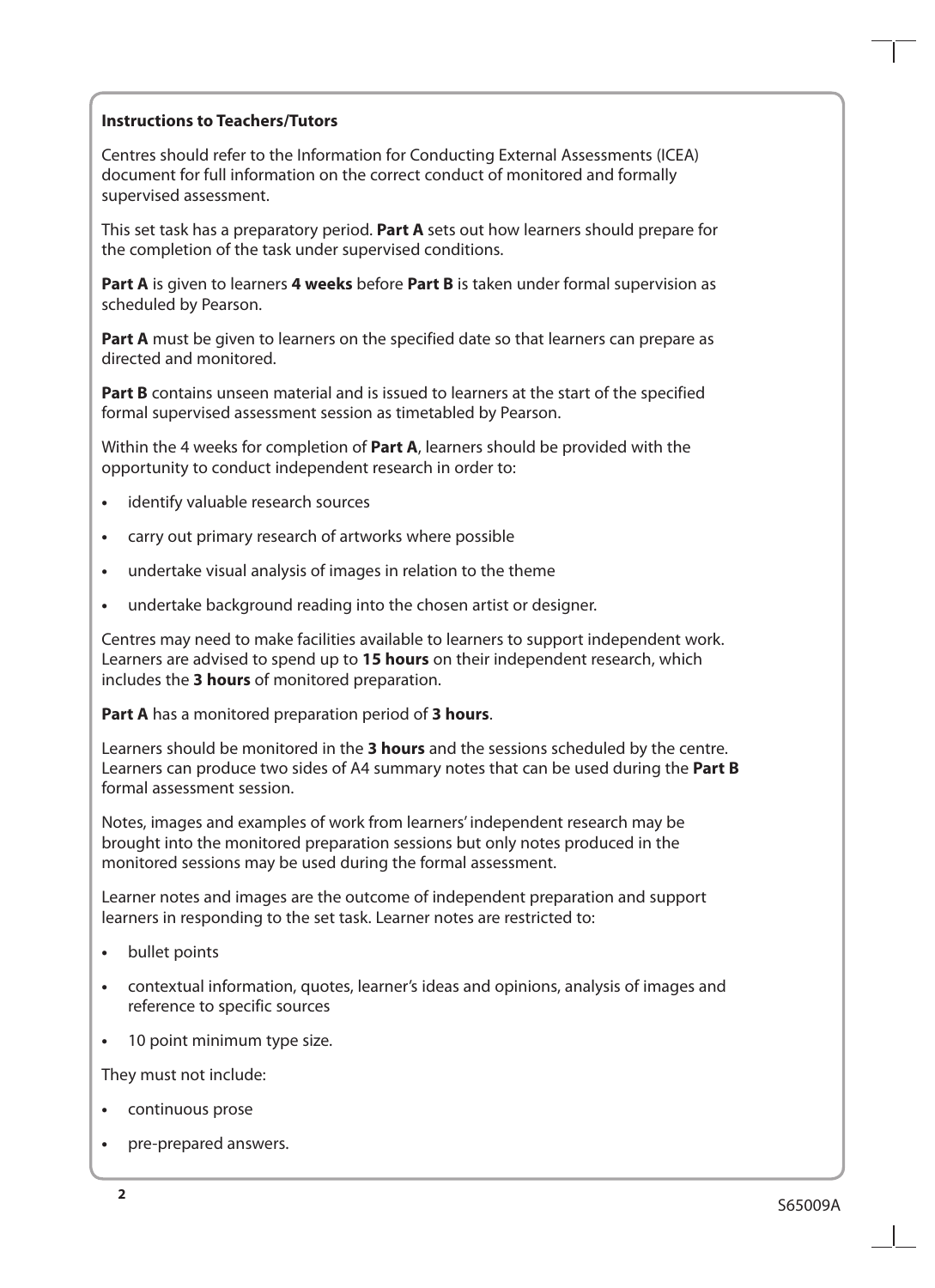**Instructions to Teachers/Tutors**

Centres should refer to the Information for Conducting External Assessments (ICEA) document for full information on the correct conduct of monitored and formally supervised assessment.

This set task has a preparatory period. **Part A** sets out how learners should prepare for the completion of the task under supervised conditions.

**Part A** is given to learners **4 weeks** before **Part B** is taken under formal supervision as scheduled by Pearson.

**Part A** must be given to learners on the specified date so that learners can prepare as directed and monitored.

**Part B** contains unseen material and is issued to learners at the start of the specified formal supervised assessment session as timetabled by Pearson.

Within the 4 weeks for completion of **Part A**, learners should be provided with the opportunity to conduct independent research in order to:

- identify valuable research sources
- carry out primary research of artworks where possible
- undertake visual analysis of images in relation to the theme
- undertake background reading into the chosen artist or designer.

Centres may need to make facilities available to learners to support independent work. Learners are advised to spend up to **15 hours** on their independent research, which includes the **3 hours** of monitored preparation.

**Part A** has a monitored preparation period of **3 hours**.

Learners should be monitored in the **3 hours** and the sessions scheduled by the centre. Learners can produce two sides of A4 summary notes that can be used during the **Part B** formal assessment session.

Notes, images and examples of work from learners' independent research may be brought into the monitored preparation sessions but only notes produced in the monitored sessions may be used during the formal assessment.

Learner notes and images are the outcome of independent preparation and support learners in responding to the set task. Learner notes are restricted to:

- bullet points
- contextual information, quotes, learner's ideas and opinions, analysis of images and reference to specific sources
- 10 point minimum type size.

They must not include:

- continuous prose
- pre-prepared answers.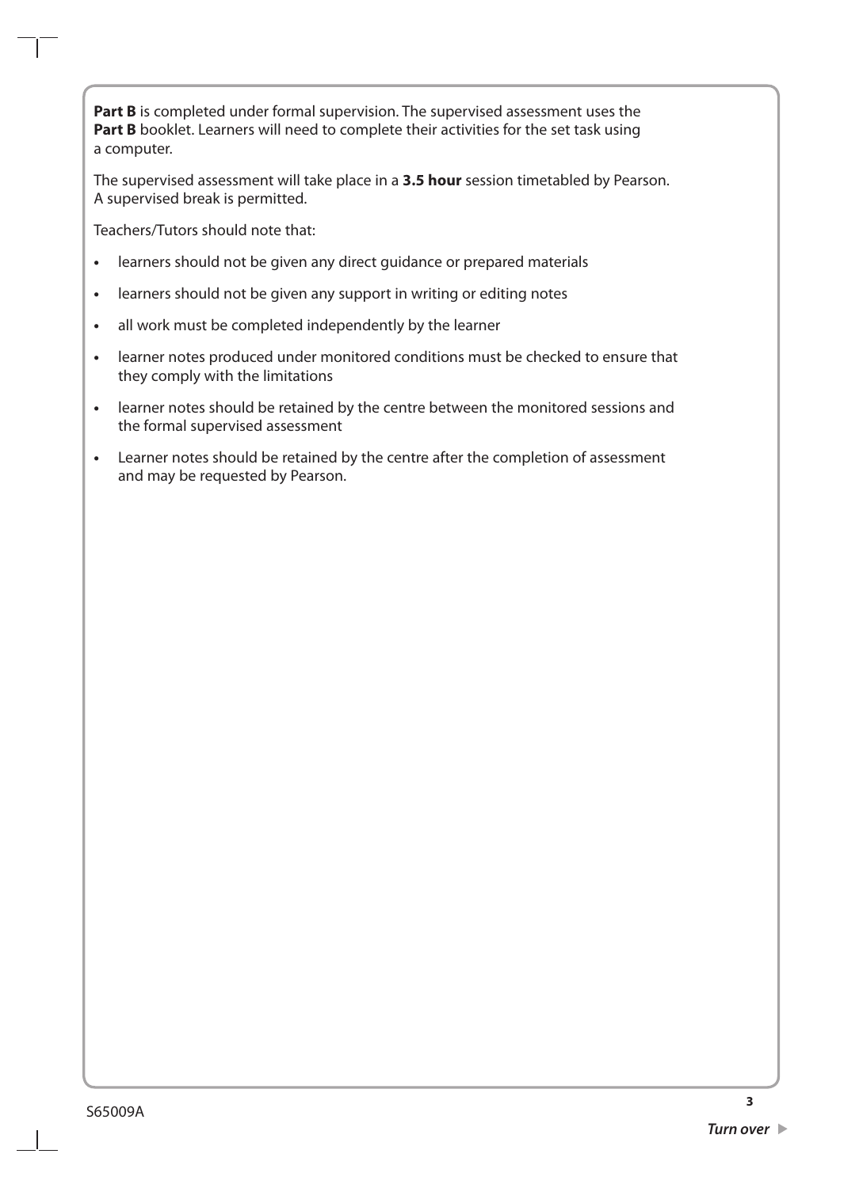**Part B** is completed under formal supervision. The supervised assessment uses the **Part B** booklet. Learners will need to complete their activities for the set task using a computer.

The supervised assessment will take place in a **3.5 hour** session timetabled by Pearson. A supervised break is permitted.

Teachers/Tutors should note that:

- learners should not be given any direct guidance or prepared materials
- learners should not be given any support in writing or editing notes
- all work must be completed independently by the learner
- learner notes produced under monitored conditions must be checked to ensure that they comply with the limitations
- learner notes should be retained by the centre between the monitored sessions and the formal supervised assessment
- Learner notes should be retained by the centre after the completion of assessment and may be requested by Pearson.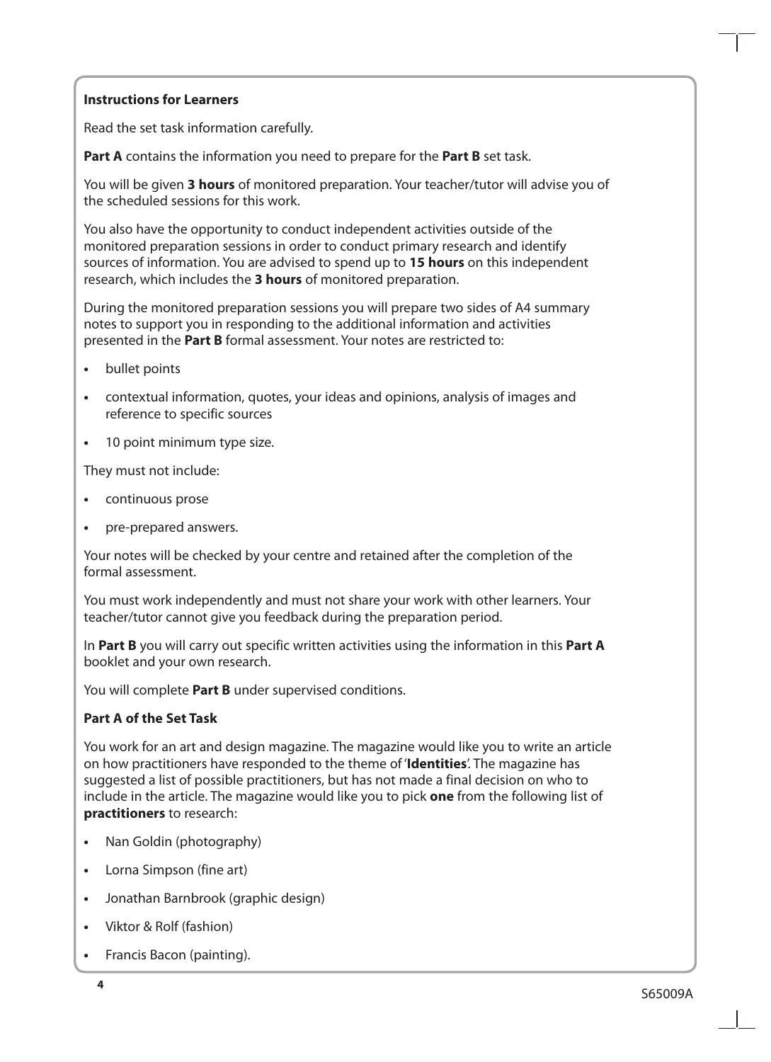**Instructions for Learners**

Read the set task information carefully.

**Part A** contains the information you need to prepare for the **Part B** set task.

You will be given **3 hours** of monitored preparation. Your teacher/tutor will advise you of the scheduled sessions for this work.

You also have the opportunity to conduct independent activities outside of the monitored preparation sessions in order to conduct primary research and identify sources of information. You are advised to spend up to **15 hours** on this independent research, which includes the **3 hours** of monitored preparation.

During the monitored preparation sessions you will prepare two sides of A4 summary notes to support you in responding to the additional information and activities presented in the **Part B** formal assessment. Your notes are restricted to:

- bullet points
- contextual information, quotes, your ideas and opinions, analysis of images and reference to specific sources
- 10 point minimum type size.

They must not include:

- continuous prose
- pre-prepared answers.

Your notes will be checked by your centre and retained after the completion of the formal assessment.

You must work independently and must not share your work with other learners. Your teacher/tutor cannot give you feedback during the preparation period.

In **Part B** you will carry out specific written activities using the information in this **Part A** booklet and your own research.

You will complete **Part B** under supervised conditions.

**Part A of the Set Task**

You work for an art and design magazine. The magazine would like you to write an article on how practitioners have responded to the theme of '**Identities**'. The magazine has suggested a list of possible practitioners, but has not made a final decision on who to include in the article. The magazine would like you to pick **one** from the following list of **practitioners** to research:

- Nan Goldin (photography)
- Lorna Simpson (fine art)
- Jonathan Barnbrook (graphic design)
- Viktor & Rolf (fashion)
- Francis Bacon (painting).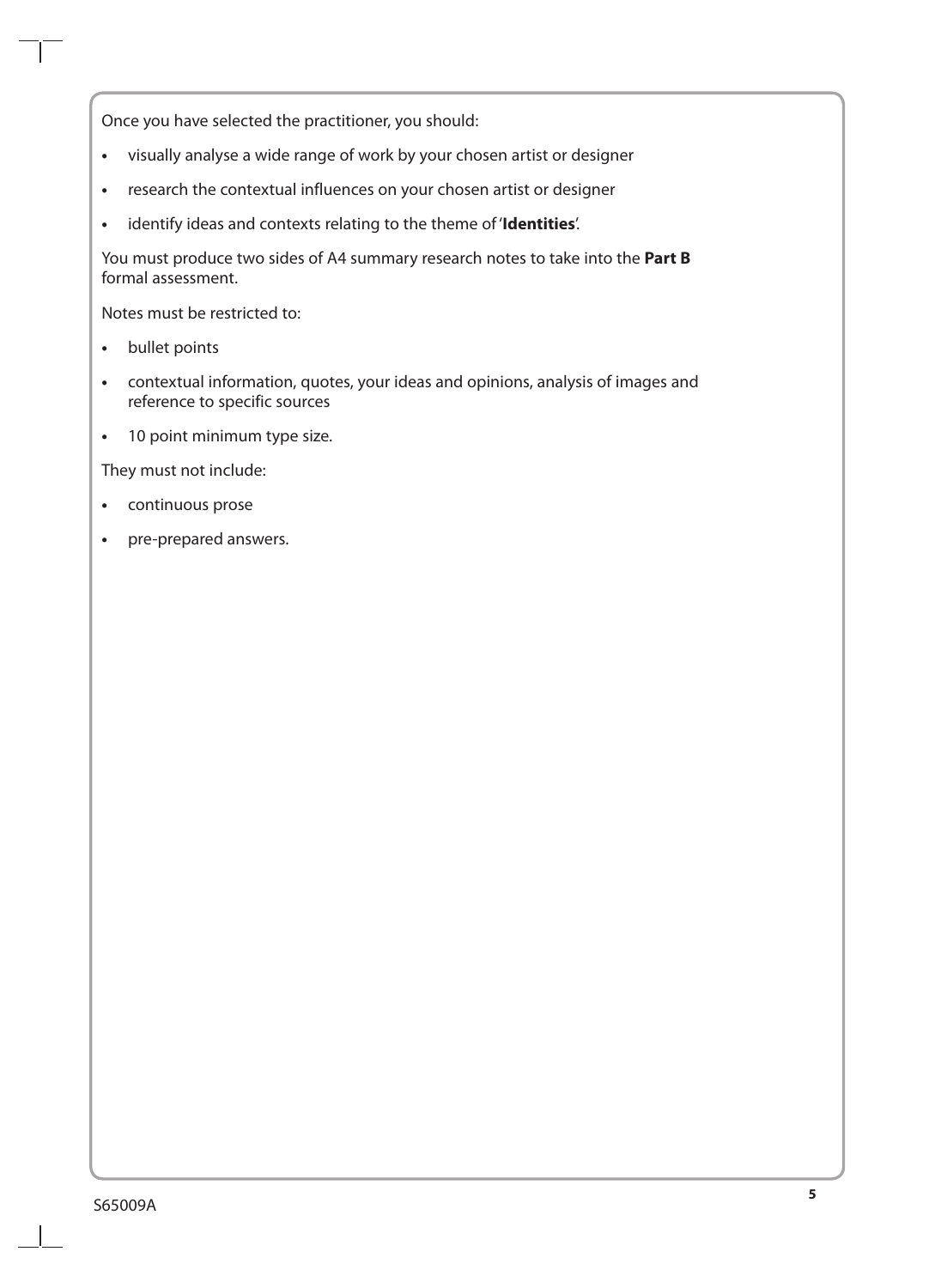Once you have selected the practitioner, you should:

- visually analyse a wide range of work by your chosen artist or designer
- research the contextual influences on your chosen artist or designer
- identify ideas and contexts relating to the theme of '**Identities**'.

You must produce two sides of A4 summary research notes to take into the **Part B** formal assessment.

Notes must be restricted to:

- bullet points
- contextual information, quotes, your ideas and opinions, analysis of images and reference to specific sources
- 10 point minimum type size.

They must not include:

- continuous prose
- pre-prepared answers.